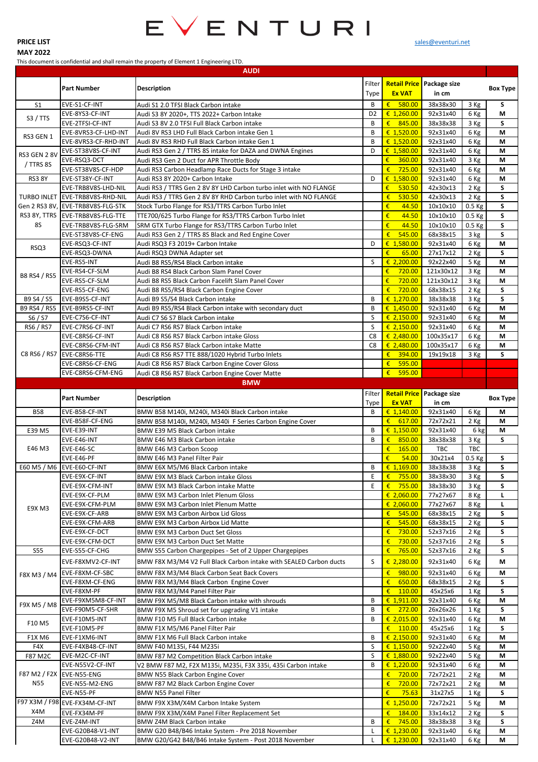# EVENTURI

**PRICE LIST**

**MAY 2022**

sales@eventuri.net

This document is confidential and shall remain the property of Element 1 Engineering LTD.

## AUDI

| | Part Number | Description | Filter Type | Retail Price Ex VAT | Package size in cm | | Box Type |
|---|---|---|---|---|---|---|---|
| S1 | EVE-S1-CF-INT | Audi S1 2.0 TFSI Black Carbon intake | B | € 580.00 | 38x38x30 | 3 Kg | S |
| S3 / TTS | EVE-8YS3-CF-INT | Audi S3 8Y 2020+, TTS 2022+ Carbon Intake | D2 | € 1,260.00 | 92x31x40 | 6 Kg | M |
| | EVE-2TFSI-CF-INT | Audi S3 8V 2.0 TFSI Full Black Carbon intake | B | € 845.00 | 38x38x38 | 3 Kg | S |
| RS3 GEN 1 | EVE-8VRS3-CF-LHD-INT | Audi 8V RS3 LHD Full Black Carbon intake Gen 1 | B | € 1,520.00 | 92x31x40 | 6 Kg | M |
| | EVE-8VRS3-CF-RHD-INT | Audi 8V RS3 RHD Full Black Carbon intake Gen 1 | B | € 1,520.00 | 92x31x40 | 6 Kg | M |
| RS3 GEN 2 8V / TTRS 8S | EVE-ST38V8S-CF-INT | Audi RS3 Gen 2 / TTRS 8S intake for DAZA and DWNA Engines | D | € 1,580.00 | 92x31x40 | 6 Kg | M |
| | EVE-RSQ3-DCT | Audi RS3 Gen 2 Duct for APR Throttle Body | | € 360.00 | 92x31x40 | 3 Kg | M |
| | EVE-ST38V8S-CF-HDP | Audi RS3 Carbon Headlamp Race Ducts for Stage 3 intake | | € 725.00 | 92x31x40 | 6 Kg | M |
| RS3 8Y | EVE-ST38Y-CF-INT | Audi RS3 8Y 2020+ Carbon Intake | D | € 1,580.00 | 92x31x40 | 6 Kg | M |
| TURBO INLET Gen 2 RS3 8V, RS3 8Y, TTRS 8S | EVE-TRB8V8S-LHD-NIL | Audi RS3 / TTRS Gen 2 8V 8Y LHD Carbon turbo inlet with NO FLANGE | | € 530.50 | 42x30x13 | 2 Kg | S |
| | EVE-TRB8V8S-RHD-NIL | Audi RS3 / TTRS Gen 2 8V 8Y RHD Carbon turbo inlet with NO FLANGE | | € 530.50 | 42x30x13 | 2 Kg | S |
| | EVE-TRB8V8S-FLG-STK | Stock Turbo Flange for RS3/TTRS Carbon Turbo Inlet | | € 44.50 | 10x10x10 | 0.5 Kg | S |
| | EVE-TRB8V8S-FLG-TTE | TTE700/625 Turbo Flange for RS3/TTRS Carbon Turbo Inlet | | € 44.50 | 10x10x10 | 0.5 Kg | S |
| | EVE-TRB8V8S-FLG-SRM | SRM GTX Turbo Flange for RS3/TTRS Carbon Turbo Inlet | | € 44.50 | 10x10x10 | 0.5 Kg | S |
| | EVE-ST38V8S-CF-ENG | Audi RS3 Gen 2 / TTRS 8S Black and Red Engine Cover | | € 545.00 | 68x38x15 | 3 kg | S |
| RSQ3 | EVE-RSQ3-CF-INT | Audi RSQ3 F3 2019+ Carbon Intake | D | € 1,580.00 | 92x31x40 | 6 Kg | M |
| | EVE-RSQ3-DWNA | Audi RSQ3 DWNA Adapter set | | € 65.00 | 27x17x12 | 2 Kg | S |
| B8 RS4 / RS5 | EVE-RS5-INT | Audi B8 RS5/RS4 Black Carbon intake | S | € 2,200.00 | 92x22x40 | 5 Kg | M |
| | EVE-RS4-CF-SLM | Audi B8 RS4 Black Carbon Slam Panel Cover | | € 720.00 | 121x30x12 | 3 Kg | M |
| | EVE-RS5-CF-SLM | Audi B8 RS5 Black Carbon Facelift Slam Panel Cover | | € 720.00 | 121x30x12 | 3 Kg | M |
| | EVE-RS5-CF-ENG | Audi B8 RS5/RS4 Black Carbon Engine Cover | | € 720.00 | 68x38x15 | 2 Kg | S |
| B9 S4 / S5 | EVE-B9S5-CF-INT | Audi B9 S5/S4 Black Carbon intake | B | € 1,270.00 | 38x38x38 | 3 Kg | S |
| B9 RS4 / RS5 | EVE-B9RS5-CF-INT | Audi B9 RS5/RS4 Black Carbon intake with secondary duct | B | € 1,450.00 | 92x31x40 | 6 Kg | M |
| S6 / S7 | EVE-C7S6-CF-INT | Audi C7 S6 S7 Black Carbon intake | S | € 2,150.00 | 92x31x40 | 6 Kg | M |
| RS6 / RS7 | EVE-C7RS6-CF-INT | Audi C7 RS6 RS7 Black Carbon intake | S | € 2,150.00 | 92x31x40 | 6 Kg | M |
| C8 RS6 / RS7 | EVE-C8RS6-CF-INT | Audi C8 RS6 RS7 Black Carbon intake Gloss | C8 | € 2,480.00 | 100x35x17 | 6 Kg | M |
| | EVE-C8RS6-CFM-INT | Audi C8 RS6 RS7 Black Carbon intake Matte | C8 | € 2,480.00 | 100x35x17 | 6 Kg | M |
| | EVE-C8RS6-TTE | Audi C8 RS6 RS7 TTE 888/1020 Hybrid Turbo Inlets | | € 394.00 | 19x19x18 | 3 Kg | S |
| | EVE-C8RS6-CF-ENG | Audi C8 RS6 RS7 Black Carbon Engine Cover Gloss | | € 595.00 | | | |
| | EVE-C8RS6-CFM-ENG | Audi C8 RS6 RS7 Black Carbon Engine Cover Matte | | € 595.00 | | | |

## BMW

| | Part Number | Description | Filter Type | Retail Price Ex VAT | Package size in cm | | Box Type |
|---|---|---|---|---|---|---|---|
| B58 | EVE-B58-CF-INT | BMW B58 M140i, M240i, M340i Black Carbon intake | B | € 1,140.00 | 92x31x40 | 6 Kg | M |
| | EVE-B58F-CF-ENG | BMW B58 M140i, M240i, M340i F Series Carbon Engine Cover | | € 617.00 | 72x72x21 | 2 Kg | M |
| E39 M5 | EVE-E39-INT | BMW E39 M5 Black Carbon intake | B | € 1,150.00 | 92x31x40 | 6 kg | M |
| E46 M3 | EVE-E46-INT | BMW E46 M3 Black Carbon intake | B | € 850.00 | 38x38x38 | 3 Kg | S |
| | EVE-E46-SC | BMW E46 M3 Carbon Scoop | | € 165.00 | TBC | TBC | |
| | EVE-E46-PF | BMW E46 M3 Panel Filter Pair | | € 54.00 | 30x21x4 | 0.5 Kg | S |
| E60 M5 / M6 | EVE-E60-CF-INT | BMW E6X M5/M6 Black Carbon intake | B | € 1,169.00 | 38x38x38 | 3 Kg | S |
| E9X M3 | EVE-E9X-CF-INT | BMW E9X M3 Black Carbon intake Gloss | E | € 755.00 | 38x38x30 | 3 Kg | S |
| | EVE-E9X-CFM-INT | BMW E9X M3 Black Carbon intake Matte | E | € 755.00 | 38x38x30 | 3 Kg | S |
| | EVE-E9X-CF-PLM | BMW E9X M3 Carbon Inlet Plenum Gloss | | € 2,060.00 | 77x27x67 | 8 Kg | L |
| | EVE-E9X-CFM-PLM | BMW E9X M3 Carbon Inlet Plenum Matte | | € 2,060.00 | 77x27x67 | 8 Kg | L |
| | EVE-E9X-CF-ARB | BMW E9X M3 Carbon Airbox Lid Gloss | | € 545.00 | 68x38x15 | 2 Kg | S |
| | EVE-E9X-CFM-ARB | BMW E9X M3 Carbon Airbox Lid Matte | | € 545.00 | 68x38x15 | 2 Kg | S |
| | EVE-E9X-CF-DCT | BMW E9X M3 Carbon Duct Set Gloss | | € 730.00 | 52x37x16 | 2 Kg | S |
| | EVE-E9X-CFM-DCT | BMW E9X M3 Carbon Duct Set Matte | | € 730.00 | 52x37x16 | 2 Kg | S |
| S55 | EVE-S55-CF-CHG | BMW S55 Carbon Chargepipes - Set of 2 Upper Chargepipes | | € 765.00 | 52x37x16 | 2 Kg | S |
| F8X M3 / M4 | EVE-F8XMV2-CF-INT | BMW F8X M3/M4 V2 Full Black Carbon intake with SEALED Carbon ducts | S | € 2,280.00 | 92x31x40 | 6 Kg | M |
| | EVE-F8XM-CF-SBC | BMW F8X M3/M4 Black Carbon Seat Back Covers | | € 980.00 | 92x31x40 | 6 Kg | M |
| | EVE-F8XM-CF-ENG | BMW F8X M3/M4 Black Carbon Engine Cover | | € 650.00 | 68x38x15 | 2 Kg | S |
| | EVE-F8XM-PF | BMW F8X M3/M4 Panel Filter Pair | | € 110.00 | 45x25x6 | 1 Kg | S |
| F9X M5 / M8 | EVE-F9XM5M8-CF-INT | BMW F9X M5/M8 Black Carbon intake with shrouds | B | € 1,911.00 | 92x31x40 | 6 Kg | M |
| | EVE-F90M5-CF-SHR | BMW F9X M5 Shroud set for upgrading V1 intake | B | € 272.00 | 26x26x26 | 1 Kg | S |
| F10 M5 | EVE-F10M5-INT | BMW F10 M5 Full Black Carbon intake | B | € 2,015.00 | 92x31x40 | 6 Kg | M |
| | EVE-F10M5-PF | BMW F1X M5/M6 Panel Filter Pair | | € 110.00 | 45x25x6 | 1 Kg | S |
| F1X M6 | EVE-F1XM6-INT | BMW F1X M6 Full Black Carbon intake | B | € 2,150.00 | 92x31x40 | 6 Kg | M |
| F4X | EVE-F4XB48-CF-INT | BMW F40 M135i, F44 M235i | S | € 1,150.00 | 92x22x40 | 5 Kg | M |
| F87 M2C | EVE-M2C-CF-INT | BMW F87 M2 Competition Black Carbon intake | S | € 1,880.00 | 92x22x40 | 5 Kg | M |
| F87 M2 / F2X N55 | EVE-N55V2-CF-INT | V2 BMW F87 M2, F2X M135i, M235i, F3X 335i, 435i Carbon intake | B | € 1,220.00 | 92x31x40 | 6 Kg | M |
| | EVE-N55-ENG | BMW N55 Black Carbon Engine Cover | | € 720.00 | 72x72x21 | 2 Kg | M |
| | EVE-N55-M2-ENG | BMW F87 M2 Black Carbon Engine Cover | | € 720.00 | 72x72x21 | 2 Kg | M |
| | EVE-N55-PF | BMW N55 Panel Filter | | € 75.63 | 31x27x5 | 1 Kg | S |
| F97 X3M / F98 X4M | EVE-FX34M-CF-INT | BMW F9X X3M/X4M Carbon Intake System | | € 1,250.00 | 72x72x21 | 5 Kg | M |
| | EVE-FX34M-PF | BMW F9X X3M/X4M Panel Filter Replacement Set | | € 184.00 | 33x14x12 | 2 Kg | S |
| Z4M | EVE-Z4M-INT | BMW Z4M Black Carbon intake | B | € 745.00 | 38x38x38 | 3 Kg | S |
| | EVE-G20B48-V1-INT | BMW G20 B48/B46 Intake System - Pre 2018 November | L | € 1,230.00 | 92x31x40 | 6 Kg | M |
| | EVE-G20B48-V2-INT | BMW G20/G42 B48/B46 Intake System - Post 2018 November | L | € 1,230.00 | 92x31x40 | 6 Kg | M |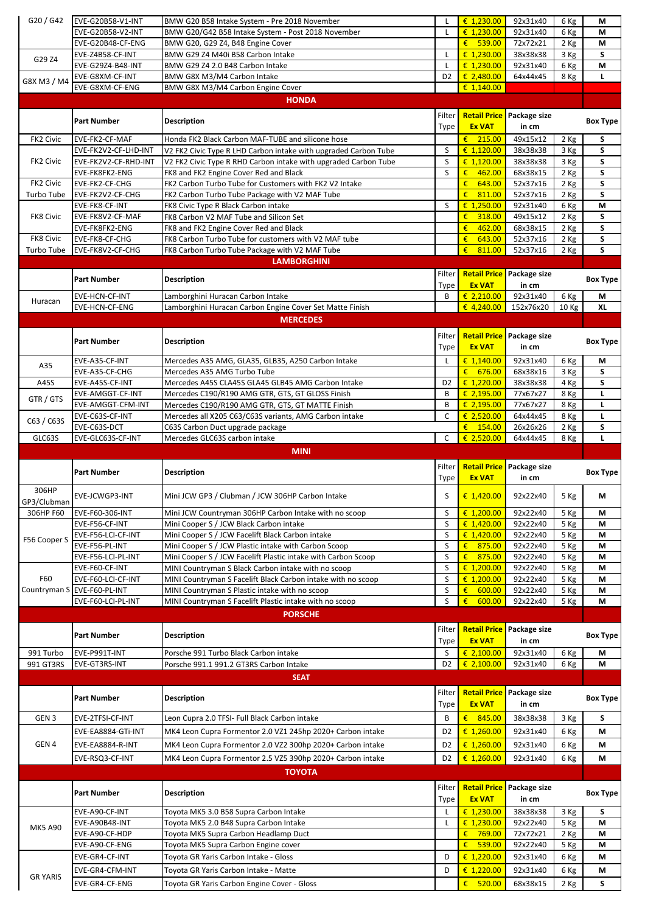| | | | | | | | |
|---|---|---|---|---|---|---|---|
| G20 / G42 | EVE-G20B58-V1-INT | BMW G20 B58 Intake System - Pre 2018 November | L | € 1,230.00 | 92x31x40 | 6 Kg | M |
| | EVE-G20B58-V2-INT | BMW G20/G42 B58 Intake System - Post 2018 November | L | € 1,230.00 | 92x31x40 | 6 Kg | M |
| | EVE-G20B48-CF-ENG | BMW G20, G29 Z4, B48 Engine Cover | | € 539.00 | 72x72x21 | 2 Kg | M |
| G29 Z4 | EVE-Z4B58-CF-INT | BMW G29 Z4 M40i B58 Carbon Intake | L | € 1,230.00 | 38x38x38 | 3 Kg | S |
| | EVE-G29Z4-B48-INT | BMW G29 Z4 2.0 B48 Carbon Intake | L | € 1,230.00 | 92x31x40 | 6 Kg | M |
| G8X M3 / M4 | EVE-G8XM-CF-INT | BMW G8X M3/M4 Carbon Intake | D2 | € 2,480.00 | 64x44x45 | 8 Kg | L |
| | EVE-G8XM-CF-ENG | BMW G8X M3/M4 Carbon Engine Cover | | € 1,140.00 | | | |

## HONDA

| | Part Number | Description | Filter Type | Retail Price Ex VAT | Package size in cm | | Box Type |
|---|---|---|---|---|---|---|---|
| FK2 Civic | EVE-FK2-CF-MAF | Honda FK2 Black Carbon MAF-TUBE and silicone hose | | € 215.00 | 49x15x12 | 2 Kg | S |
| FK2 Civic | EVE-FK2V2-CF-LHD-INT | V2 FK2 Civic Type R LHD Carbon intake with upgraded Carbon Tube | S | € 1,120.00 | 38x38x38 | 3 Kg | S |
| | EVE-FK2V2-CF-RHD-INT | V2 FK2 Civic Type R RHD Carbon intake with upgraded Carbon Tube | S | € 1,120.00 | 38x38x38 | 3 Kg | S |
| | EVE-FK8FK2-ENG | FK8 and FK2 Engine Cover Red and Black | S | € 462.00 | 68x38x15 | 2 Kg | S |
| FK2 Civic Turbo Tube | EVE-FK2-CF-CHG | FK2 Carbon Turbo Tube for Customers with FK2 V2 Intake | | € 643.00 | 52x37x16 | 2 Kg | S |
| | EVE-FK2V2-CF-CHG | FK2 Carbon Turbo Tube Package with V2 MAF Tube | | € 811.00 | 52x37x16 | 2 Kg | S |
| FK8 Civic | EVE-FK8-CF-INT | FK8 Civic Type R Black Carbon intake | S | € 1,250.00 | 92x31x40 | 6 Kg | M |
| | EVE-FK8V2-CF-MAF | FK8 Carbon V2 MAF Tube and Silicon Set | | € 318.00 | 49x15x12 | 2 Kg | S |
| | EVE-FK8FK2-ENG | FK8 and FK2 Engine Cover Red and Black | | € 462.00 | 68x38x15 | 2 Kg | S |
| FK8 Civic Turbo Tube | EVE-FK8-CF-CHG | FK8 Carbon Turbo Tube for customers with V2 MAF tube | | € 643.00 | 52x37x16 | 2 Kg | S |
| | EVE-FK8V2-CF-CHG | FK8 Carbon Turbo Tube Package with V2 MAF Tube | | € 811.00 | 52x37x16 | 2 Kg | S |

## LAMBORGHINI

| | Part Number | Description | Filter Type | Retail Price Ex VAT | Package size in cm | | Box Type |
|---|---|---|---|---|---|---|---|
| Huracan | EVE-HCN-CF-INT | Lamborghini Huracan Carbon Intake | B | € 2,210.00 | 92x31x40 | 6 Kg | M |
| | EVE-HCN-CF-ENG | Lamborghini Huracan Carbon Engine Cover Set Matte Finish | | € 4,240.00 | 152x76x20 | 10 Kg | XL |

## MERCEDES

| | Part Number | Description | Filter Type | Retail Price Ex VAT | Package size in cm | | Box Type |
|---|---|---|---|---|---|---|---|
| A35 | EVE-A35-CF-INT | Mercedes A35 AMG, GLA35, GLB35, A250 Carbon Intake | L | € 1,140.00 | 92x31x40 | 6 Kg | M |
| | EVE-A35-CF-CHG | Mercedes A35 AMG Turbo Tube | | € 676.00 | 68x38x16 | 3 Kg | S |
| A45S | EVE-A45S-CF-INT | Mercedes A45S CLA45S GLA45 GLB45 AMG Carbon Intake | D2 | € 1,220.00 | 38x38x38 | 4 Kg | S |
| GTR / GTS | EVE-AMGGT-CF-INT | Mercedes C190/R190 AMG GTR, GTS, GT GLOSS Finish | B | € 2,195.00 | 77x67x27 | 8 Kg | L |
| | EVE-AMGGT-CFM-INT | Mercedes C190/R190 AMG GTR, GTS, GT MATTE Finish | B | € 2,195.00 | 77x67x27 | 8 Kg | L |
| C63 / C63S | EVE-C63S-CF-INT | Mercedes all X205 C63/C63S variants, AMG Carbon intake | C | € 2,520.00 | 64x44x45 | 8 Kg | L |
| | EVE-C63S-DCT | C63S Carbon Duct upgrade package | | € 154.00 | 26x26x26 | 2 Kg | S |
| GLC63S | EVE-GLC63S-CF-INT | Mercedes GLC63S carbon intake | C | € 2,520.00 | 64x44x45 | 8 Kg | L |

## MINI

| | Part Number | Description | Filter Type | Retail Price Ex VAT | Package size in cm | | Box Type |
|---|---|---|---|---|---|---|---|
| 306HP GP3/Clubman | EVE-JCWGP3-INT | Mini JCW GP3 / Clubman / JCW 306HP Carbon Intake | S | € 1,420.00 | 92x22x40 | 5 Kg | M |
| 306HP F60 | EVE-F60-306-INT | Mini JCW Countryman 306HP Carbon Intake with no scoop | S | € 1,200.00 | 92x22x40 | 5 Kg | M |
| F56 Cooper S | EVE-F56-CF-INT | Mini Cooper S / JCW Black Carbon intake | S | € 1,420.00 | 92x22x40 | 5 Kg | M |
| | EVE-F56-LCI-CF-INT | Mini Cooper S / JCW Facelift Black Carbon intake | S | € 1,420.00 | 92x22x40 | 5 Kg | M |
| | EVE-F56-PL-INT | Mini Cooper S / JCW Plastic intake with Carbon Scoop | S | € 875.00 | 92x22x40 | 5 Kg | M |
| | EVE-F56-LCI-PL-INT | Mini Cooper S / JCW Facelift Plastic intake with Carbon Scoop | S | € 875.00 | 92x22x40 | 5 Kg | M |
| F60 Countryman S | EVE-F60-CF-INT | MINI Countryman S Black Carbon intake with no scoop | S | € 1,200.00 | 92x22x40 | 5 Kg | M |
| | EVE-F60-LCI-CF-INT | MINI Countryman S Facelift Black Carbon intake with no scoop | S | € 1,200.00 | 92x22x40 | 5 Kg | M |
| | EVE-F60-PL-INT | MINI Countryman S Plastic intake with no scoop | S | € 600.00 | 92x22x40 | 5 Kg | M |
| | EVE-F60-LCI-PL-INT | MINI Countryman S Facelift Plastic intake with no scoop | S | € 600.00 | 92x22x40 | 5 Kg | M |

## PORSCHE

| | Part Number | Description | Filter Type | Retail Price Ex VAT | Package size in cm | | Box Type |
|---|---|---|---|---|---|---|---|
| 991 Turbo | EVE-P991T-INT | Porsche 991 Turbo Black Carbon intake | S | € 2,100.00 | 92x31x40 | 6 Kg | M |
| 991 GT3RS | EVE-GT3RS-INT | Porsche 991.1 991.2 GT3RS Carbon Intake | D2 | € 2,100.00 | 92x31x40 | 6 Kg | M |

## SEAT

| | Part Number | Description | Filter Type | Retail Price Ex VAT | Package size in cm | | Box Type |
|---|---|---|---|---|---|---|---|
| GEN 3 | EVE-2TFSI-CF-INT | Leon Cupra 2.0 TFSI- Full Black Carbon intake | B | € 845.00 | 38x38x38 | 3 Kg | S |
| GEN 4 | EVE-EA8884-GTi-INT | MK4 Leon Cupra Formentor 2.0 VZ1 245hp 2020+ Carbon intake | D2 | € 1,260.00 | 92x31x40 | 6 Kg | M |
| | EVE-EA8884-R-INT | MK4 Leon Cupra Formentor 2.0 VZ2 300hp 2020+ Carbon intake | D2 | € 1,260.00 | 92x31x40 | 6 Kg | M |
| | EVE-RSQ3-CF-INT | MK4 Leon Cupra Formentor 2.5 VZ5 390hp 2020+ Carbon intake | D2 | € 1,260.00 | 92x31x40 | 6 Kg | M |

## TOYOTA

| | Part Number | Description | Filter Type | Retail Price Ex VAT | Package size in cm | | Box Type |
|---|---|---|---|---|---|---|---|
| MK5 A90 | EVE-A90-CF-INT | Toyota MK5 3.0 B58 Supra Carbon Intake | L | € 1,230.00 | 38x38x38 | 3 Kg | S |
| | EVE-A90B48-INT | Toyota MK5 2.0 B48 Supra Carbon Intake | L | € 1,230.00 | 92x22x40 | 5 Kg | M |
| | EVE-A90-CF-HDP | Toyota MK5 Supra Carbon Headlamp Duct | | € 769.00 | 72x72x21 | 2 Kg | M |
| | EVE-A90-CF-ENG | Toyota MK5 Supra Carbon Engine cover | | € 539.00 | 92x22x40 | 5 Kg | M |
| GR YARIS | EVE-GR4-CF-INT | Toyota GR Yaris Carbon Intake - Gloss | D | € 1,220.00 | 92x31x40 | 6 Kg | M |
| | EVE-GR4-CFM-INT | Toyota GR Yaris Carbon Intake - Matte | D | € 1,220.00 | 92x31x40 | 6 Kg | M |
| | EVE-GR4-CF-ENG | Toyota GR Yaris Carbon Engine Cover - Gloss | | € 520.00 | 68x38x15 | 2 Kg | S |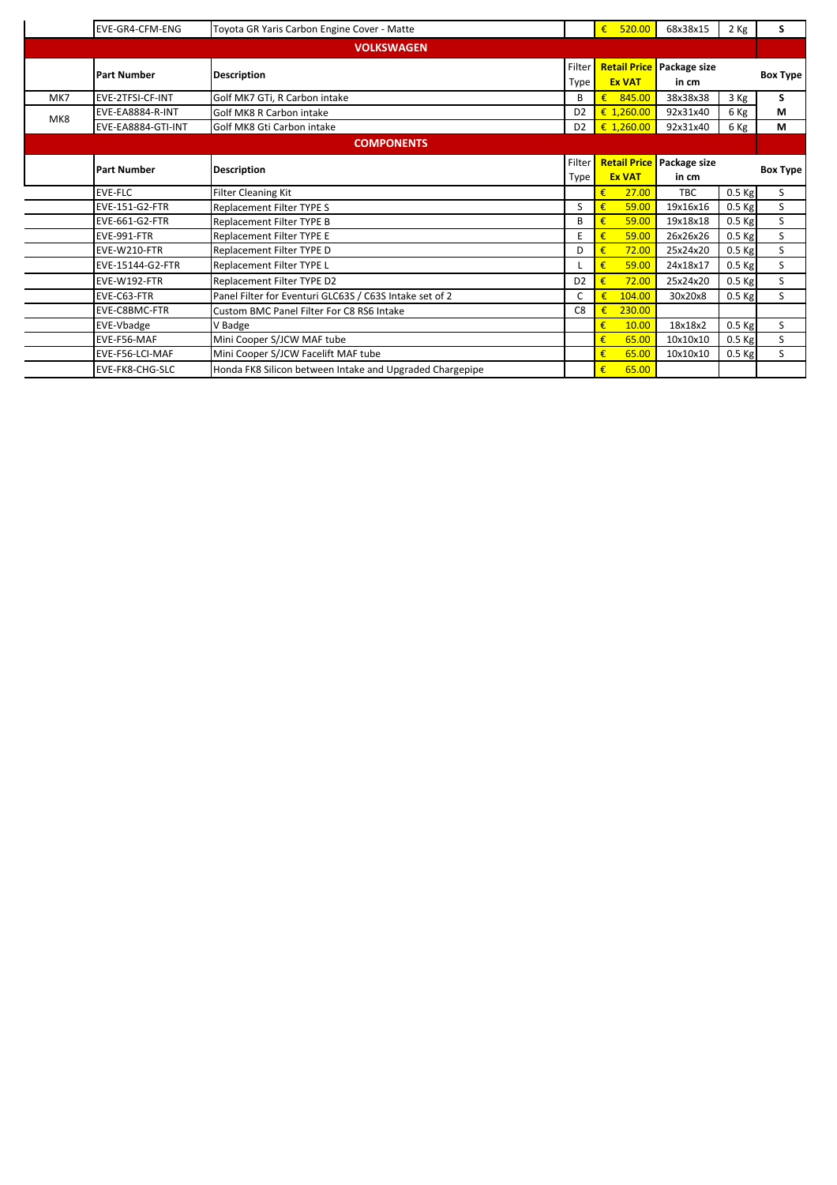| | | | | | | | |
|---|---|---|---|---|---|---|---|
| | EVE-GR4-CFM-ENG | Toyota GR Yaris Carbon Engine Cover - Matte | | € 520.00 | 68x38x15 | 2 Kg | S |

## VOLKSWAGEN

| | Part Number | Description | Filter Type | Retail Price Ex VAT | Package size in cm | | Box Type |
|---|---|---|---|---|---|---|---|
| MK7 | EVE-2TFSI-CF-INT | Golf MK7 GTi, R Carbon intake | B | € 845.00 | 38x38x38 | 3 Kg | S |
| MK8 | EVE-EA8884-R-INT | Golf MK8 R Carbon intake | D2 | € 1,260.00 | 92x31x40 | 6 Kg | M |
| | EVE-EA8884-GTI-INT | Golf MK8 Gti Carbon intake | D2 | € 1,260.00 | 92x31x40 | 6 Kg | M |

## COMPONENTS

| | Part Number | Description | Filter Type | Retail Price Ex VAT | Package size in cm | | Box Type |
|---|---|---|---|---|---|---|---|
| | EVE-FLC | Filter Cleaning Kit | | € 27.00 | TBC | 0.5 Kg | S |
| | EVE-151-G2-FTR | Replacement Filter TYPE S | S | € 59.00 | 19x16x16 | 0.5 Kg | S |
| | EVE-661-G2-FTR | Replacement Filter TYPE B | B | € 59.00 | 19x18x18 | 0.5 Kg | S |
| | EVE-991-FTR | Replacement Filter TYPE E | E | € 59.00 | 26x26x26 | 0.5 Kg | S |
| | EVE-W210-FTR | Replacement Filter TYPE D | D | € 72.00 | 25x24x20 | 0.5 Kg | S |
| | EVE-15144-G2-FTR | Replacement Filter TYPE L | L | € 59.00 | 24x18x17 | 0.5 Kg | S |
| | EVE-W192-FTR | Replacement Filter TYPE D2 | D2 | € 72.00 | 25x24x20 | 0.5 Kg | S |
| | EVE-C63-FTR | Panel Filter for Eventuri GLC63S / C63S Intake set of 2 | C | € 104.00 | 30x20x8 | 0.5 Kg | S |
| | EVE-C8BMC-FTR | Custom BMC Panel Filter For C8 RS6 Intake | C8 | € 230.00 | | | |
| | EVE-Vbadge | V Badge | | € 10.00 | 18x18x2 | 0.5 Kg | S |
| | EVE-F56-MAF | Mini Cooper S/JCW MAF tube | | € 65.00 | 10x10x10 | 0.5 Kg | S |
| | EVE-F56-LCI-MAF | Mini Cooper S/JCW Facelift MAF tube | | € 65.00 | 10x10x10 | 0.5 Kg | S |
| | EVE-FK8-CHG-SLC | Honda FK8 Silicon between Intake and Upgraded Chargepipe | | € 65.00 | | | |